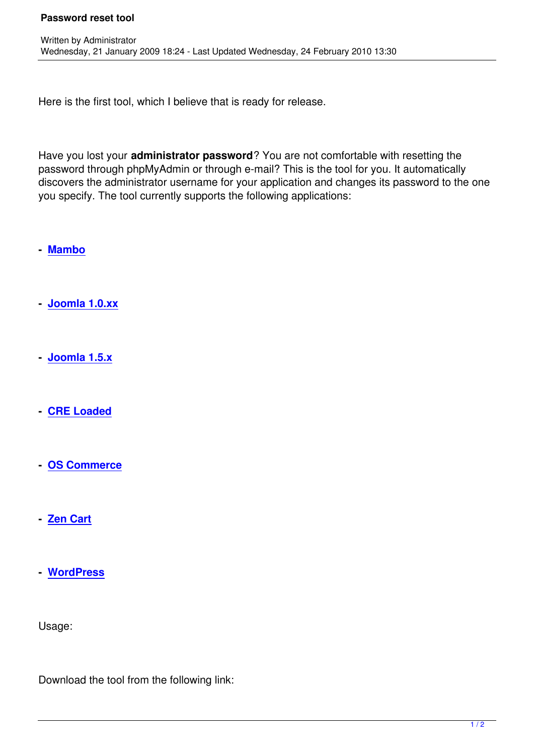# Password reset tool

Written by Administrator
Wednesday, 21 January 2009 18:24 - Last Updated Wednesday, 24 February 2010 13:30

Here is the first tool, which I believe that is ready for release.

Have you lost your **administrator password**? You are not comfortable with resetting the password through phpMyAdmin or through e-mail? This is the tool for you. It automatically discovers the administrator username for your application and changes its password to the one you specify. The tool currently supports the following applications:

- **Mambo**

- **Joomla 1.0.xx**

- **Joomla 1.5.x**

- **CRE Loaded**

- **OS Commerce**

- **Zen Cart**

- **WordPress**

Usage:

Download the tool from the following link: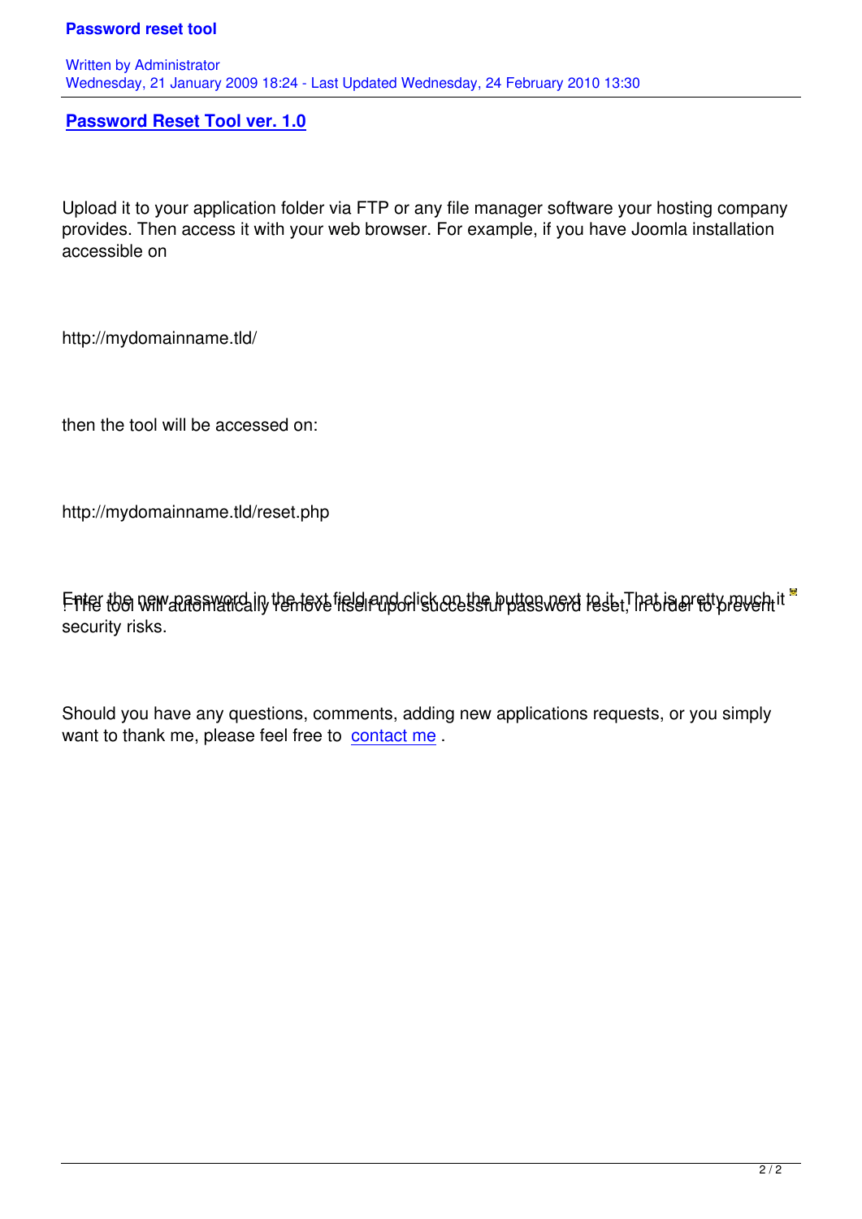## Password Reset Tool ver. 1.0

Upload it to your application folder via FTP or any file manager software your hosting company provides. Then access it with your web browser. For example, if you have Joomla installation accessible on

http://mydomainname.tld/

then the tool will be accessed on:

http://mydomainname.tld/reset.php

Enter the new password in the text field and click on the button next to it. That is pretty much it. The tool will automatically remove itself upon successful password reset, in order to prevent security risks.

Should you have any questions, comments, adding new applications requests, or you simply want to thank me, please feel free to contact me .